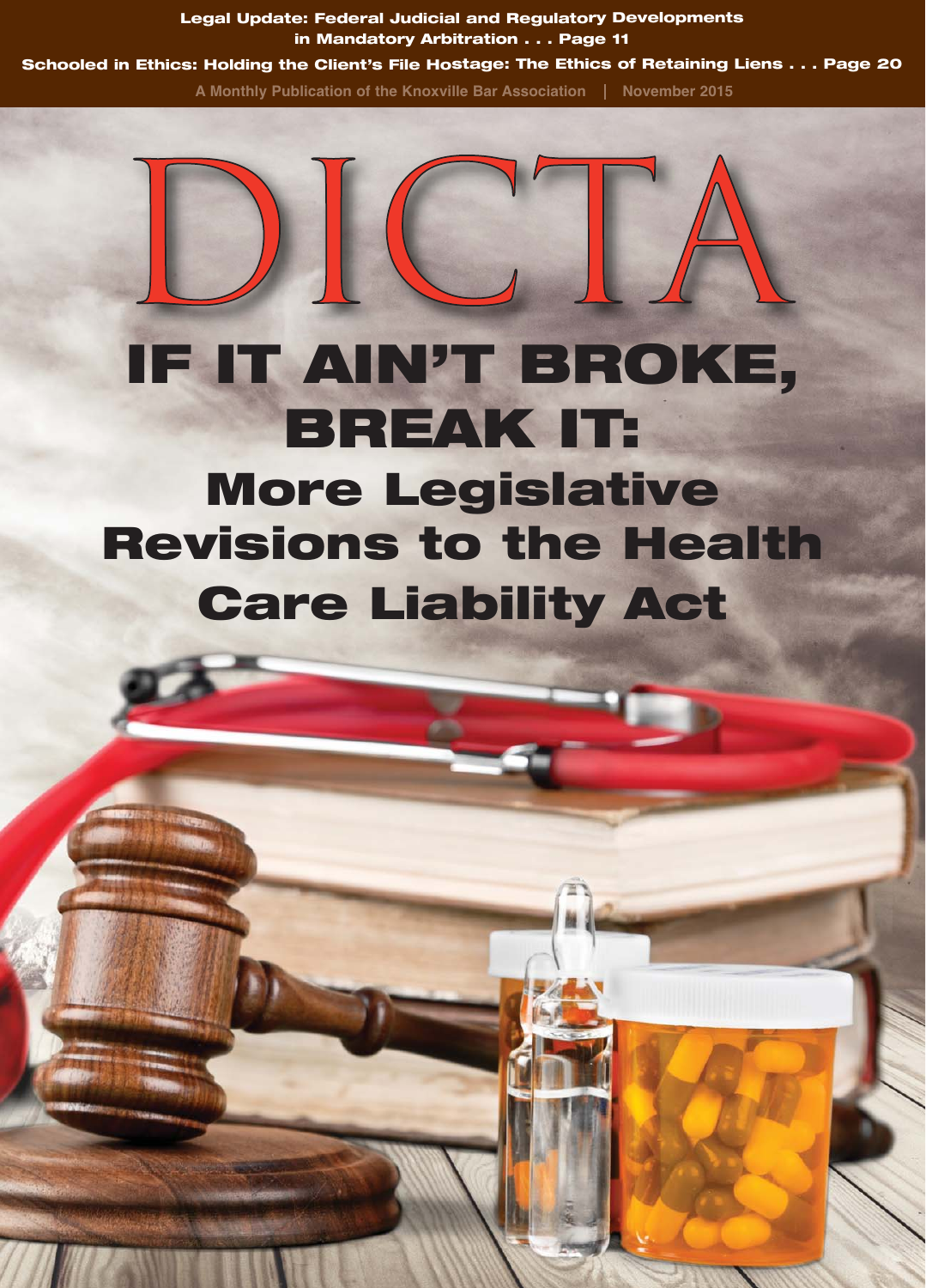**Legal Update: Federal Judicial and Regulatory Developments in Mandatory Arbitration . . . Page 11**

**Schooled in Ethics: Holding the Client's File Hostage: The Ethics of Retaining Liens . . . Page 20**

A Monthly Publication of the Knoxville Bar Association | November 2015

# DICTA

# IF IT AIN'T BROKE, BREAK IT:

## More Legislative Revisions to the Health Care Liability Act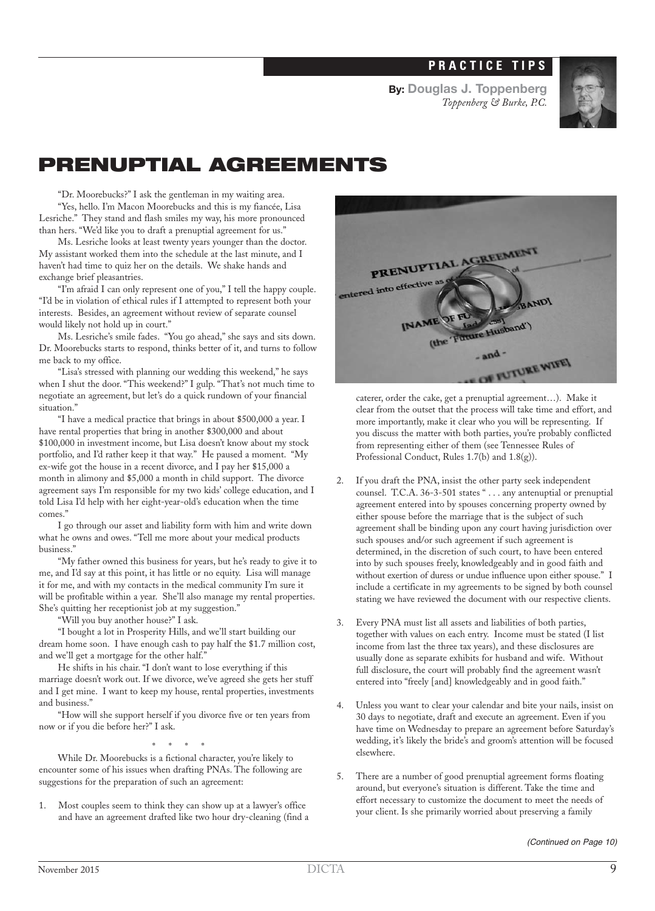PRACTICE TIPS

**By: Douglas J. Toppenberg**
*Toppenberg & Burke, P.C.*

# PRENUPTIAL AGREEMENTS

"Dr. Moorebucks?" I ask the gentleman in my waiting area.

"Yes, hello. I'm Macon Moorebucks and this is my fiancée, Lisa Lesriche." They stand and flash smiles my way, his more pronounced than hers. "We'd like you to draft a prenuptial agreement for us."

Ms. Lesriche looks at least twenty years younger than the doctor. My assistant worked them into the schedule at the last minute, and I haven't had time to quiz her on the details. We shake hands and exchange brief pleasantries.

"I'm afraid I can only represent one of you," I tell the happy couple. "I'd be in violation of ethical rules if I attempted to represent both your interests. Besides, an agreement without review of separate counsel would likely not hold up in court."

Ms. Lesriche's smile fades. "You go ahead," she says and sits down. Dr. Moorebucks starts to respond, thinks better of it, and turns to follow me back to my office.

"Lisa's stressed with planning our wedding this weekend," he says when I shut the door. "This weekend?" I gulp. "That's not much time to negotiate an agreement, but let's do a quick rundown of your financial situation."

"I have a medical practice that brings in about $500,000 a year. I have rental properties that bring in another $300,000 and about $100,000 in investment income, but Lisa doesn't know about my stock portfolio, and I'd rather keep it that way." He paused a moment. "My ex-wife got the house in a recent divorce, and I pay her $15,000 a month in alimony and $5,000 a month in child support. The divorce agreement says I'm responsible for my two kids' college education, and I told Lisa I'd help with her eight-year-old's education when the time comes."

I go through our asset and liability form with him and write down what he owns and owes. "Tell me more about your medical products business."

"My father owned this business for years, but he's ready to give it to me, and I'd say at this point, it has little or no equity. Lisa will manage it for me, and with my contacts in the medical community I'm sure it will be profitable within a year. She'll also manage my rental properties. She's quitting her receptionist job at my suggestion."

"Will you buy another house?" I ask.

"I bought a lot in Prosperity Hills, and we'll start building our dream home soon. I have enough cash to pay half the $1.7 million cost, and we'll get a mortgage for the other half."

He shifts in his chair. "I don't want to lose everything if this marriage doesn't work out. If we divorce, we've agreed she gets her stuff and I get mine. I want to keep my house, rental properties, investments and business."

"How will she support herself if you divorce five or ten years from now or if you die before her?" I ask.

\* \* \* \*

While Dr. Moorebucks is a fictional character, you're likely to encounter some of his issues when drafting PNAs. The following are suggestions for the preparation of such an agreement:

1. Most couples seem to think they can show up at a lawyer's office and have an agreement drafted like two hour dry-cleaning (find a caterer, order the cake, get a prenuptial agreement…). Make it clear from the outset that the process will take time and effort, and more importantly, make it clear who you will be representing. If you discuss the matter with both parties, you're probably conflicted from representing either of them (see Tennessee Rules of Professional Conduct, Rules 1.7(b) and 1.8(g)).

2. If you draft the PNA, insist the other party seek independent counsel. T.C.A. 36-3-501 states " . . . any antenuptial or prenuptial agreement entered into by spouses concerning property owned by either spouse before the marriage that is the subject of such agreement shall be binding upon any court having jurisdiction over such spouses and/or such agreement if such agreement is determined, in the discretion of such court, to have been entered into by such spouses freely, knowledgeably and in good faith and without exertion of duress or undue influence upon either spouse." I include a certificate in my agreements to be signed by both counsel stating we have reviewed the document with our respective clients.

3. Every PNA must list all assets and liabilities of both parties, together with values on each entry. Income must be stated (I list income from last the three tax years), and these disclosures are usually done as separate exhibits for husband and wife. Without full disclosure, the court will probably find the agreement wasn't entered into "freely [and] knowledgeably and in good faith."

4. Unless you want to clear your calendar and bite your nails, insist on 30 days to negotiate, draft and execute an agreement. Even if you have time on Wednesday to prepare an agreement before Saturday's wedding, it's likely the bride's and groom's attention will be focused elsewhere.

5. There are a number of good prenuptial agreement forms floating around, but everyone's situation is different. Take the time and effort necessary to customize the document to meet the needs of your client. Is she primarily worried about preserving a family

*(Continued on Page 10)*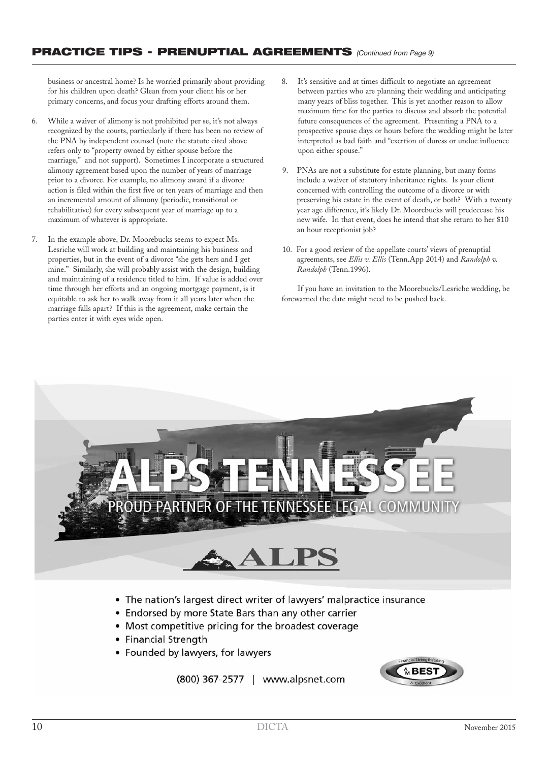## PRACTICE TIPS - PRENUPTIAL AGREEMENTS *(Continued from Page 9)*

business or ancestral home? Is he worried primarily about providing for his children upon death? Glean from your client his or her primary concerns, and focus your drafting efforts around them.

6. While a waiver of alimony is not prohibited per se, it's not always recognized by the courts, particularly if there has been no review of the PNA by independent counsel (note the statute cited above refers only to "property owned by either spouse before the marriage," and not support). Sometimes I incorporate a structured alimony agreement based upon the number of years of marriage prior to a divorce. For example, no alimony award if a divorce action is filed within the first five or ten years of marriage and then an incremental amount of alimony (periodic, transitional or rehabilitative) for every subsequent year of marriage up to a maximum of whatever is appropriate.

7. In the example above, Dr. Moorebucks seems to expect Ms. Lesriche will work at building and maintaining his business and properties, but in the event of a divorce "she gets hers and I get mine." Similarly, she will probably assist with the design, building and maintaining of a residence titled to him. If value is added over time through her efforts and an ongoing mortgage payment, is it equitable to ask her to walk away from it all years later when the marriage falls apart? If this is the agreement, make certain the parties enter it with eyes wide open.

8. It's sensitive and at times difficult to negotiate an agreement between parties who are planning their wedding and anticipating many years of bliss together. This is yet another reason to allow maximum time for the parties to discuss and absorb the potential future consequences of the agreement. Presenting a PNA to a prospective spouse days or hours before the wedding might be later interpreted as bad faith and "exertion of duress or undue influence upon either spouse."

9. PNAs are not a substitute for estate planning, but many forms include a waiver of statutory inheritance rights. Is your client concerned with controlling the outcome of a divorce or with preserving his estate in the event of death, or both? With a twenty year age difference, it's likely Dr. Moorebucks will predecease his new wife. In that event, does he intend that she return to her $10 an hour receptionist job?

10. For a good review of the appellate courts' views of prenuptial agreements, see *Ellis v. Ellis* (Tenn.App 2014) and *Randolph v. Randolph* (Tenn.1996).

If you have an invitation to the Moorebucks/Lesriche wedding, be forewarned the date might need to be pushed back.

ALPS TENNESSEE

PROUD PARTNER OF THE TENNESSEE LEGAL COMMUNITY

ALPS

- The nation's largest direct writer of lawyers' malpractice insurance
- Endorsed by more State Bars than any other carrier
- Most competitive pricing for the broadest coverage
- Financial Strength
- Founded by lawyers, for lawyers

(800) 367-2577 | www.alpsnet.com

Financial Strength Rating AM BEST A- Excellent